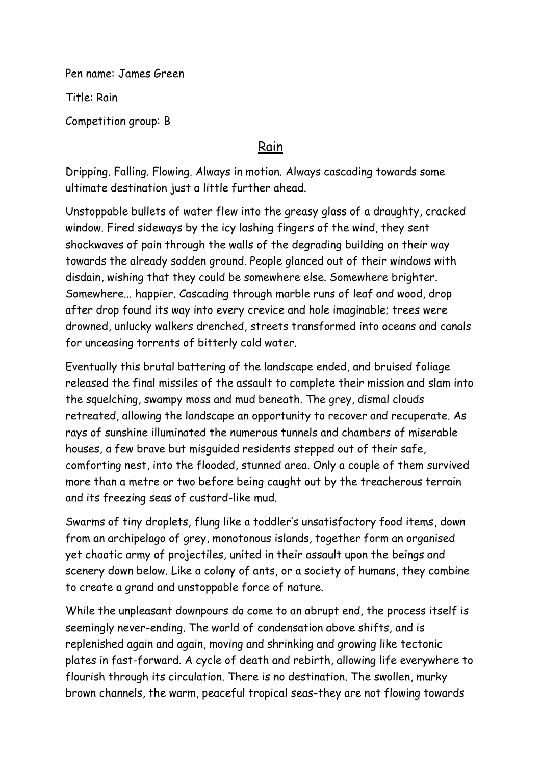Pen name: James Green

Title: Rain

Competition group: B

# Rain

Dripping. Falling. Flowing. Always in motion. Always cascading towards some ultimate destination just a little further ahead.

Unstoppable bullets of water flew into the greasy glass of a draughty, cracked window. Fired sideways by the icy lashing fingers of the wind, they sent shockwaves of pain through the walls of the degrading building on their way towards the already sodden ground. People glanced out of their windows with disdain, wishing that they could be somewhere else. Somewhere brighter. Somewhere... happier. Cascading through marble runs of leaf and wood, drop after drop found its way into every crevice and hole imaginable; trees were drowned, unlucky walkers drenched, streets transformed into oceans and canals for unceasing torrents of bitterly cold water.

Eventually this brutal battering of the landscape ended, and bruised foliage released the final missiles of the assault to complete their mission and slam into the squelching, swampy moss and mud beneath. The grey, dismal clouds retreated, allowing the landscape an opportunity to recover and recuperate. As rays of sunshine illuminated the numerous tunnels and chambers of miserable houses, a few brave but misguided residents stepped out of their safe, comforting nest, into the flooded, stunned area. Only a couple of them survived more than a metre or two before being caught out by the treacherous terrain and its freezing seas of custard-like mud.

Swarms of tiny droplets, flung like a toddler's unsatisfactory food items, down from an archipelago of grey, monotonous islands, together form an organised yet chaotic army of projectiles, united in their assault upon the beings and scenery down below. Like a colony of ants, or a society of humans, they combine to create a grand and unstoppable force of nature.

While the unpleasant downpours do come to an abrupt end, the process itself is seemingly never-ending. The world of condensation above shifts, and is replenished again and again, moving and shrinking and growing like tectonic plates in fast-forward. A cycle of death and rebirth, allowing life everywhere to flourish through its circulation. There is no destination. The swollen, murky brown channels, the warm, peaceful tropical seas-they are not flowing towards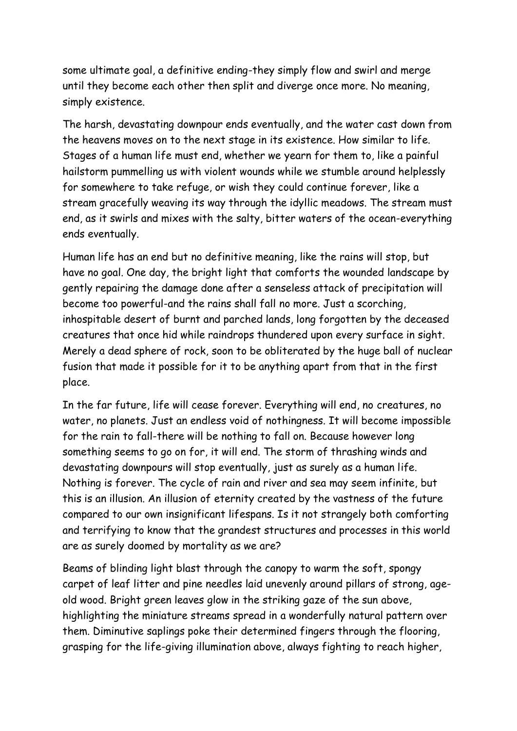some ultimate goal, a definitive ending-they simply flow and swirl and merge until they become each other then split and diverge once more. No meaning, simply existence.

The harsh, devastating downpour ends eventually, and the water cast down from the heavens moves on to the next stage in its existence. How similar to life. Stages of a human life must end, whether we yearn for them to, like a painful hailstorm pummelling us with violent wounds while we stumble around helplessly for somewhere to take refuge, or wish they could continue forever, like a stream gracefully weaving its way through the idyllic meadows. The stream must end, as it swirls and mixes with the salty, bitter waters of the ocean-everything ends eventually.

Human life has an end but no definitive meaning, like the rains will stop, but have no goal. One day, the bright light that comforts the wounded landscape by gently repairing the damage done after a senseless attack of precipitation will become too powerful-and the rains shall fall no more. Just a scorching, inhospitable desert of burnt and parched lands, long forgotten by the deceased creatures that once hid while raindrops thundered upon every surface in sight. Merely a dead sphere of rock, soon to be obliterated by the huge ball of nuclear fusion that made it possible for it to be anything apart from that in the first place.

In the far future, life will cease forever. Everything will end, no creatures, no water, no planets. Just an endless void of nothingness. It will become impossible for the rain to fall-there will be nothing to fall on. Because however long something seems to go on for, it will end. The storm of thrashing winds and devastating downpours will stop eventually, just as surely as a human life. Nothing is forever. The cycle of rain and river and sea may seem infinite, but this is an illusion. An illusion of eternity created by the vastness of the future compared to our own insignificant lifespans. Is it not strangely both comforting and terrifying to know that the grandest structures and processes in this world are as surely doomed by mortality as we are?

Beams of blinding light blast through the canopy to warm the soft, spongy carpet of leaf litter and pine needles laid unevenly around pillars of strong, age-old wood. Bright green leaves glow in the striking gaze of the sun above, highlighting the miniature streams spread in a wonderfully natural pattern over them. Diminutive saplings poke their determined fingers through the flooring, grasping for the life-giving illumination above, always fighting to reach higher,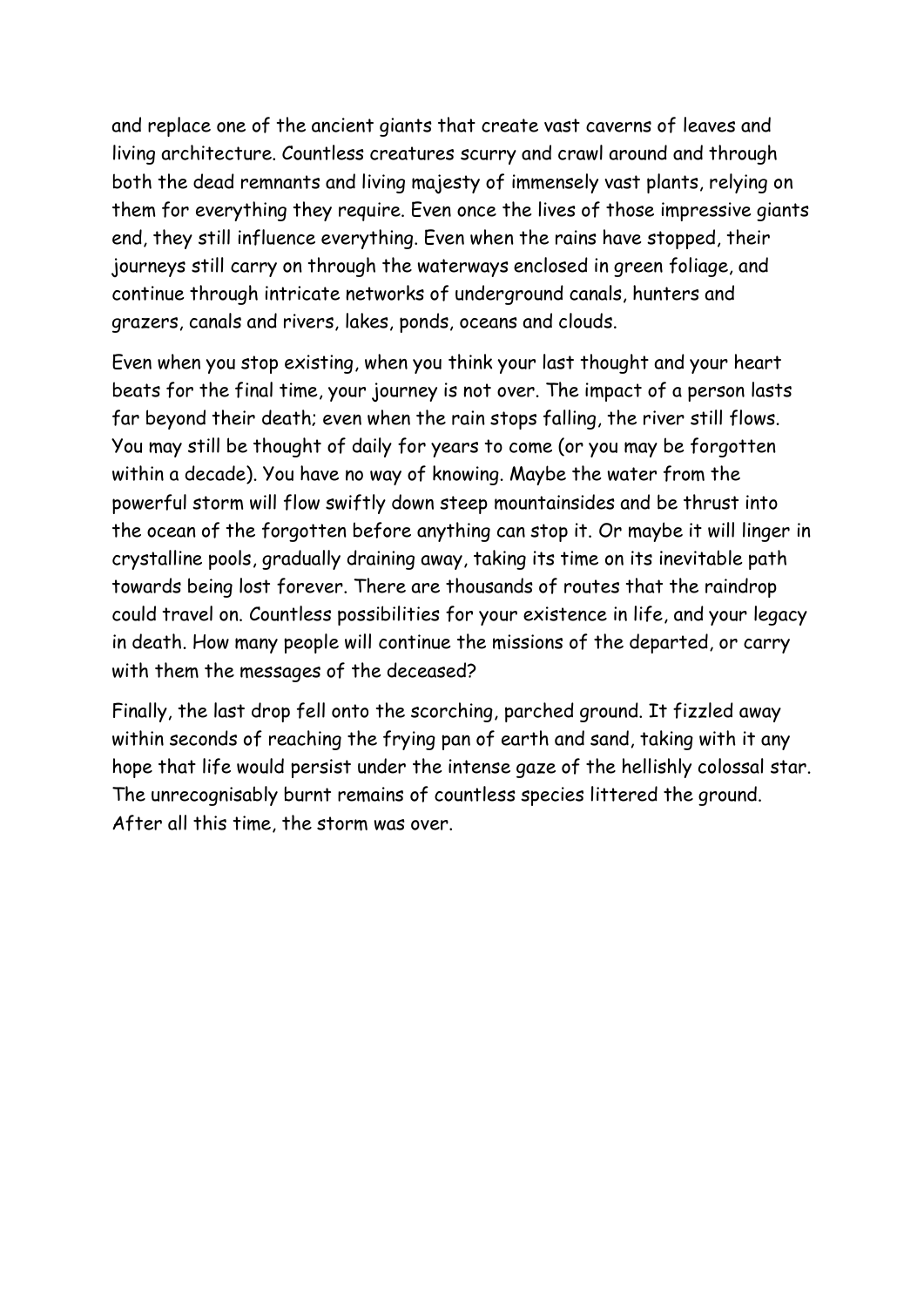and replace one of the ancient giants that create vast caverns of leaves and living architecture. Countless creatures scurry and crawl around and through both the dead remnants and living majesty of immensely vast plants, relying on them for everything they require. Even once the lives of those impressive giants end, they still influence everything. Even when the rains have stopped, their journeys still carry on through the waterways enclosed in green foliage, and continue through intricate networks of underground canals, hunters and grazers, canals and rivers, lakes, ponds, oceans and clouds.

Even when you stop existing, when you think your last thought and your heart beats for the final time, your journey is not over. The impact of a person lasts far beyond their death; even when the rain stops falling, the river still flows. You may still be thought of daily for years to come (or you may be forgotten within a decade). You have no way of knowing. Maybe the water from the powerful storm will flow swiftly down steep mountainsides and be thrust into the ocean of the forgotten before anything can stop it. Or maybe it will linger in crystalline pools, gradually draining away, taking its time on its inevitable path towards being lost forever. There are thousands of routes that the raindrop could travel on. Countless possibilities for your existence in life, and your legacy in death. How many people will continue the missions of the departed, or carry with them the messages of the deceased?

Finally, the last drop fell onto the scorching, parched ground. It fizzled away within seconds of reaching the frying pan of earth and sand, taking with it any hope that life would persist under the intense gaze of the hellishly colossal star. The unrecognisably burnt remains of countless species littered the ground. After all this time, the storm was over.